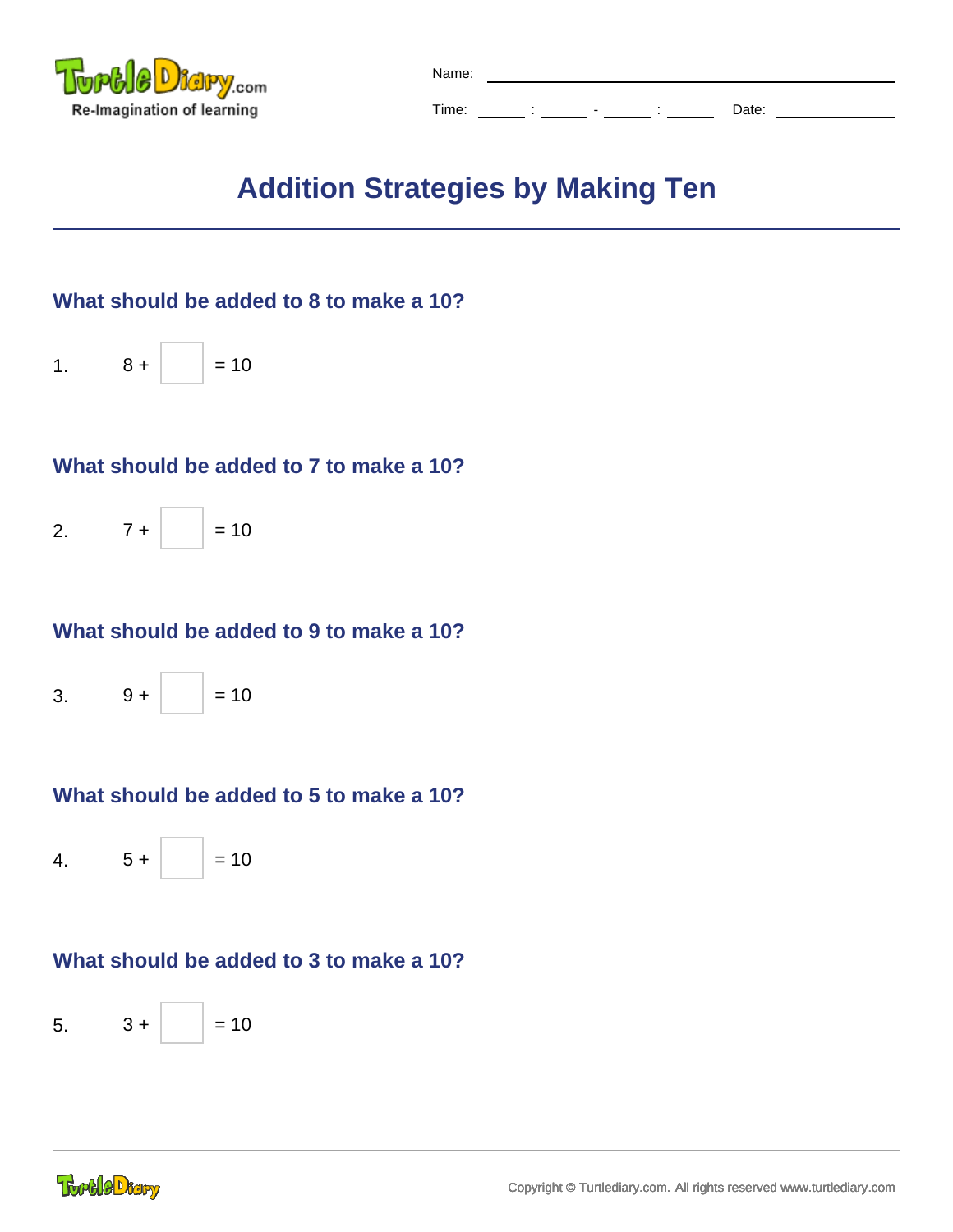Name: ______________________________

Time: _____ : _____ - _____ : _____ Date: ____________

# Addition Strategies by Making Ten

### What should be added to 8 to make a 10?

1. 8 + ☐ = 10

### What should be added to 7 to make a 10?

2. 7 + ☐ = 10

### What should be added to 9 to make a 10?

3. 9 + ☐ = 10

### What should be added to 5 to make a 10?

4. 5 + ☐ = 10

### What should be added to 3 to make a 10?

5. 3 + ☐ = 10

Copyright © Turtlediary.com. All rights reserved www.turtlediary.com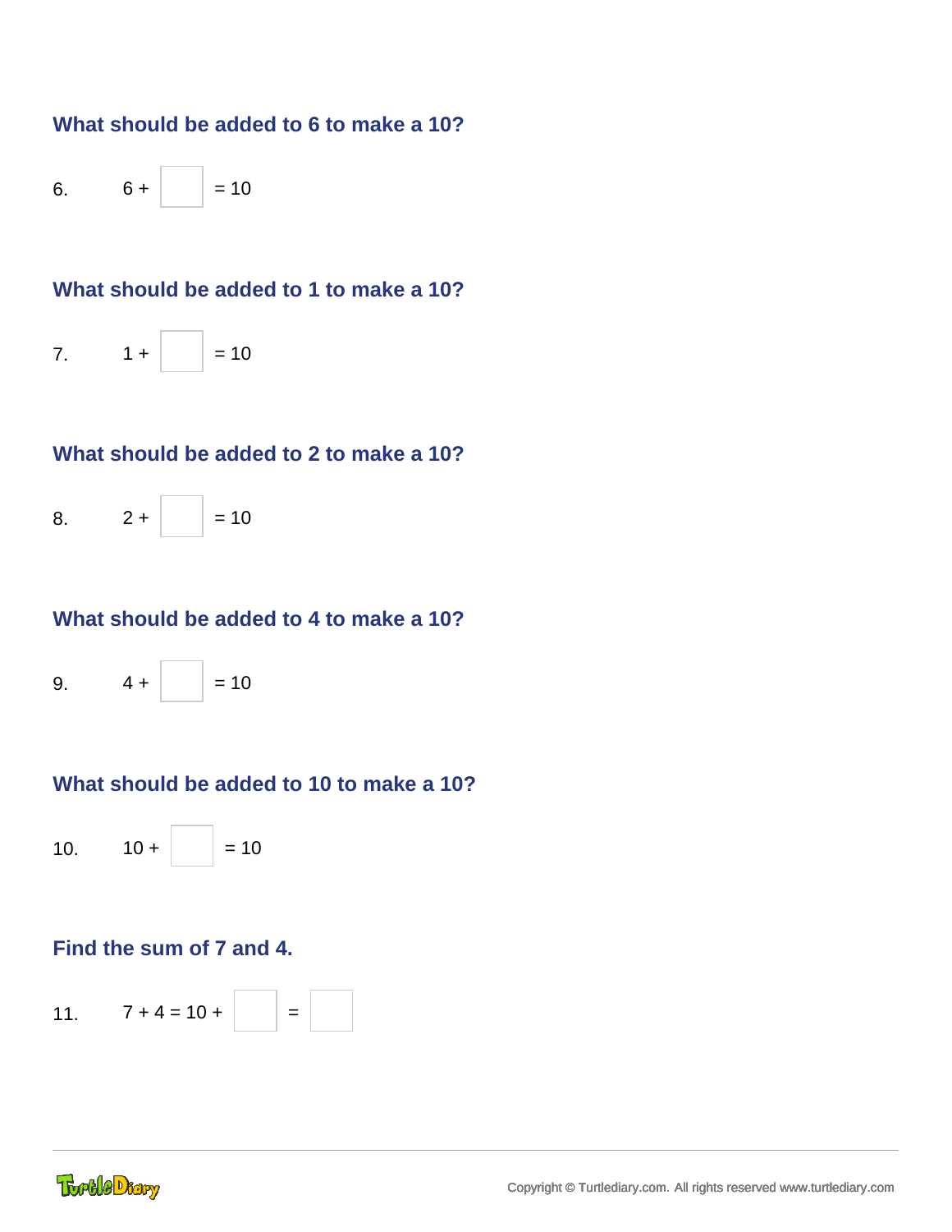### What should be added to 6 to make a 10?

6. $6 + \square = 10$

### What should be added to 1 to make a 10?

7. $1 + \square = 10$

### What should be added to 2 to make a 10?

8. $2 + \square = 10$

### What should be added to 4 to make a 10?

9. $4 + \square = 10$

### What should be added to 10 to make a 10?

10. $10 + \square = 10$

### Find the sum of 7 and 4.

11. $7 + 4 = 10 + \square = \square$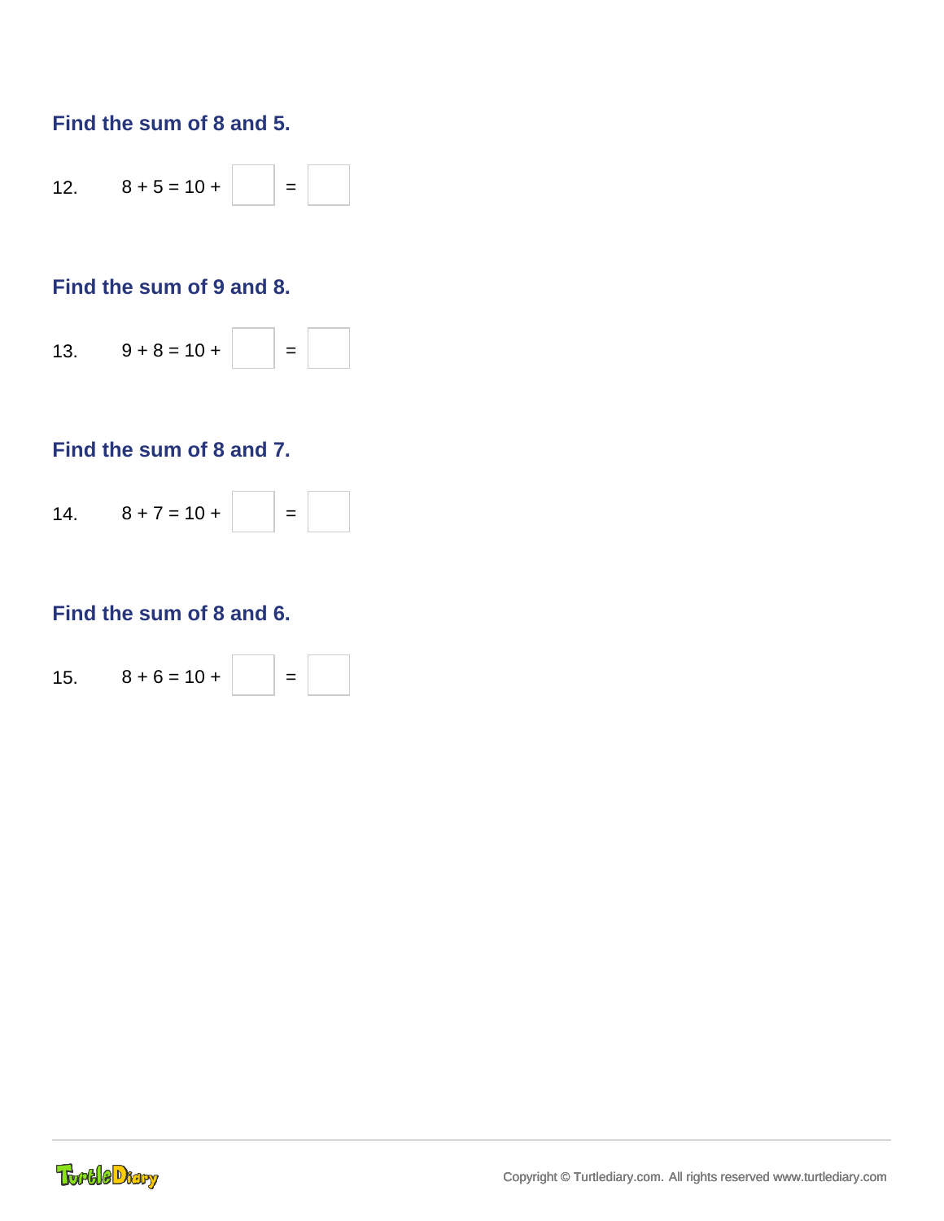### Find the sum of 8 and 5.

12. $8 + 5 = 10 + \square = \square$

### Find the sum of 9 and 8.

13. $9 + 8 = 10 + \square = \square$

### Find the sum of 8 and 7.

14. $8 + 7 = 10 + \square = \square$

### Find the sum of 8 and 6.

15. $8 + 6 = 10 + \square = \square$

TurtleDiary

Copyright © Turtlediary.com. All rights reserved www.turtlediary.com